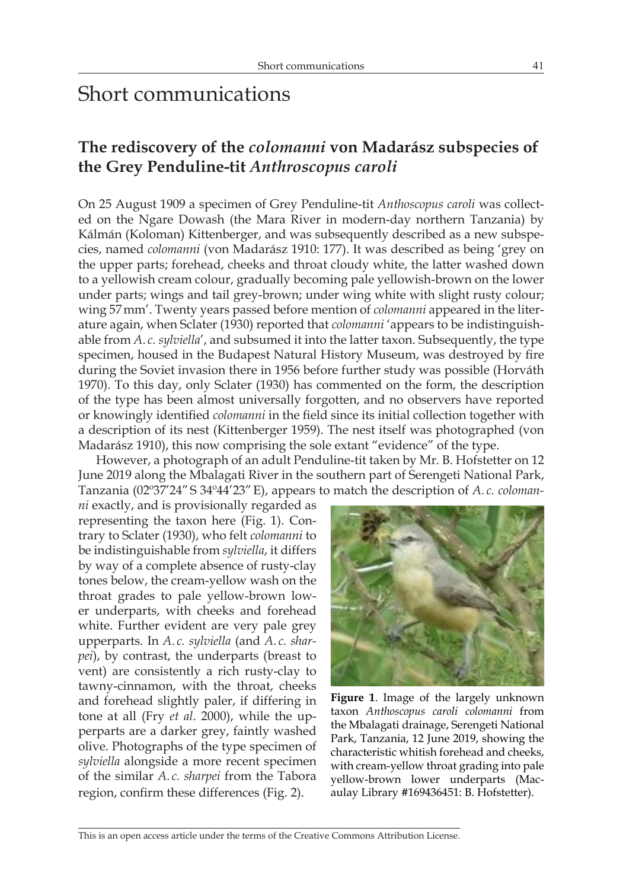# Short communications

## The rediscovery of the *colomanni* von Madarász subspecies of the Grey Penduline-tit *Anthroscopus caroli*

On 25 August 1909 a specimen of Grey Penduline-tit *Anthoscopus caroli* was collected on the Ngare Dowash (the Mara River in modern-day northern Tanzania) by Kálmán (Koloman) Kittenberger, and was subsequently described as a new subspecies, named *colomanni* (von Madarász 1910: 177). It was described as being 'grey on the upper parts; forehead, cheeks and throat cloudy white, the latter washed down to a yellowish cream colour, gradually becoming pale yellowish-brown on the lower under parts; wings and tail grey-brown; under wing white with slight rusty colour; wing 57 mm'. Twenty years passed before mention of *colomanni* appeared in the literature again, when Sclater (1930) reported that *colomanni* 'appears to be indistinguishable from *A. c. sylviella*', and subsumed it into the latter taxon. Subsequently, the type specimen, housed in the Budapest Natural History Museum, was destroyed by fire during the Soviet invasion there in 1956 before further study was possible (Horváth 1970). To this day, only Sclater (1930) has commented on the form, the description of the type has been almost universally forgotten, and no observers have reported or knowingly identified *colomanni* in the field since its initial collection together with a description of its nest (Kittenberger 1959). The nest itself was photographed (von Madarász 1910), this now comprising the sole extant "evidence" of the type.

However, a photograph of an adult Penduline-tit taken by Mr. B. Hofstetter on 12 June 2019 along the Mbalagati River in the southern part of Serengeti National Park, Tanzania (02º37′24″ S 34º44′23″ E), appears to match the description of *A. c. colomanni* exactly, and is provisionally regarded as representing the taxon here (Fig. 1). Contrary to Sclater (1930), who felt *colomanni* to be indistinguishable from *sylviella*, it differs by way of a complete absence of rusty-clay tones below, the cream-yellow wash on the throat grades to pale yellow-brown lower underparts, with cheeks and forehead white. Further evident are very pale grey upperparts. In *A. c. sylviella* (and *A. c. sharpei*), by contrast, the underparts (breast to vent) are consistently a rich rusty-clay to tawny-cinnamon, with the throat, cheeks and forehead slightly paler, if differing in tone at all (Fry *et al*. 2000), while the upperparts are a darker grey, faintly washed olive. Photographs of the type specimen of *sylviella* alongside a more recent specimen of the similar *A. c. sharpei* from the Tabora region, confirm these differences (Fig. 2).

**Figure 1**. Image of the largely unknown taxon *Anthoscopus caroli colomanni* from the Mbalagati drainage, Serengeti National Park, Tanzania, 12 June 2019, showing the characteristic whitish forehead and cheeks, with cream-yellow throat grading into pale yellow-brown lower underparts (Macaulay Library #169436451: B. Hofstetter).

This is an open access article under the terms of the Creative Commons Attribution License.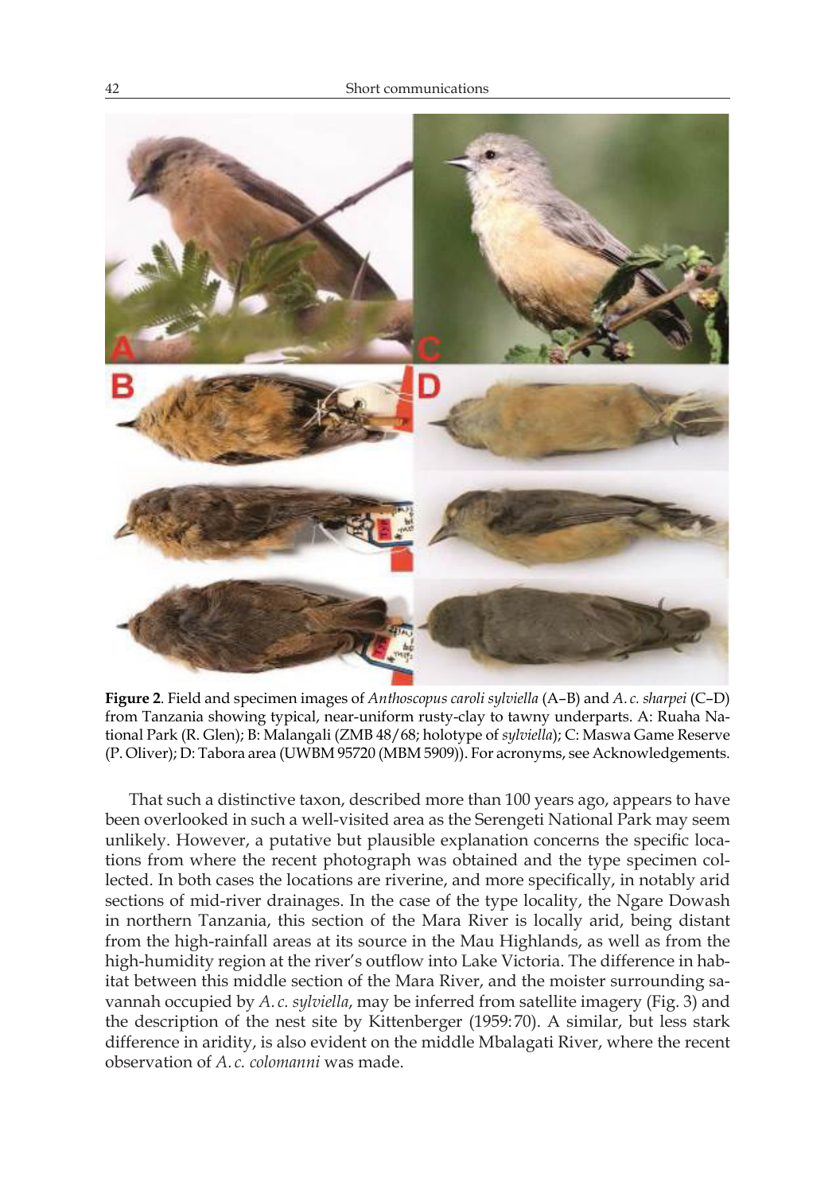**Figure 2**. Field and specimen images of *Anthoscopus caroli sylviella* (A–B) and *A. c. sharpei* (C–D) from Tanzania showing typical, near-uniform rusty-clay to tawny underparts. A: Ruaha National Park (R. Glen); B: Malangali (ZMB 48/68; holotype of *sylviella*); C: Maswa Game Reserve (P. Oliver); D: Tabora area (UWBM 95720 (MBM 5909)). For acronyms, see Acknowledgements.

That such a distinctive taxon, described more than 100 years ago, appears to have been overlooked in such a well-visited area as the Serengeti National Park may seem unlikely. However, a putative but plausible explanation concerns the specific locations from where the recent photograph was obtained and the type specimen collected. In both cases the locations are riverine, and more specifically, in notably arid sections of mid-river drainages. In the case of the type locality, the Ngare Dowash in northern Tanzania, this section of the Mara River is locally arid, being distant from the high-rainfall areas at its source in the Mau Highlands, as well as from the high-humidity region at the river's outflow into Lake Victoria. The difference in habitat between this middle section of the Mara River, and the moister surrounding savannah occupied by *A. c. sylviella*, may be inferred from satellite imagery (Fig. 3) and the description of the nest site by Kittenberger (1959: 70). A similar, but less stark difference in aridity, is also evident on the middle Mbalagati River, where the recent observation of *A. c. colomanni* was made.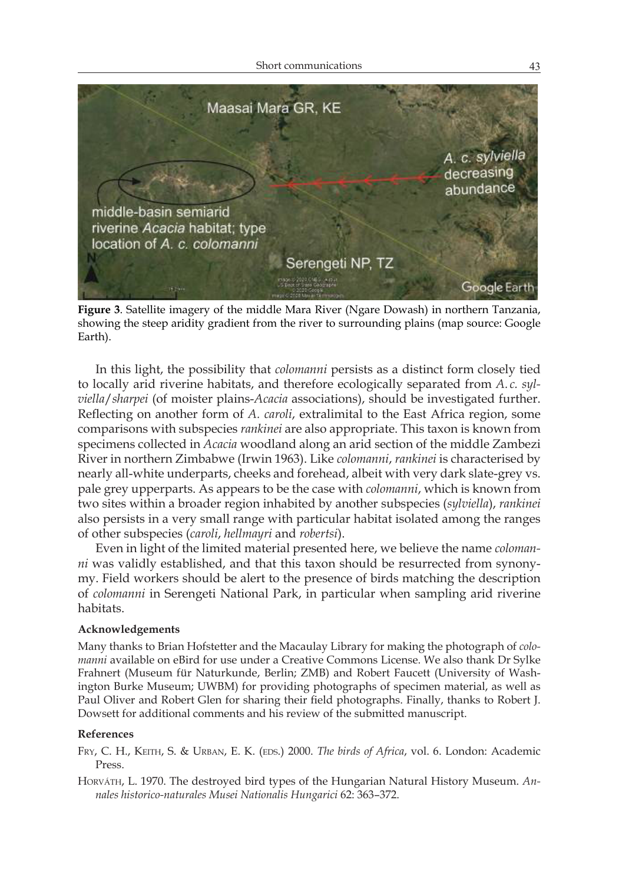**Figure 3**. Satellite imagery of the middle Mara River (Ngare Dowash) in northern Tanzania, showing the steep aridity gradient from the river to surrounding plains (map source: Google Earth).

In this light, the possibility that *colomanni* persists as a distinct form closely tied to locally arid riverine habitats, and therefore ecologically separated from *A. c. sylviella*/*sharpei* (of moister plains-*Acacia* associations), should be investigated further. Reflecting on another form of *A. caroli*, extralimital to the East Africa region, some comparisons with subspecies *rankinei* are also appropriate. This taxon is known from specimens collected in *Acacia* woodland along an arid section of the middle Zambezi River in northern Zimbabwe (Irwin 1963). Like *colomanni*, *rankinei* is characterised by nearly all-white underparts, cheeks and forehead, albeit with very dark slate-grey vs. pale grey upperparts. As appears to be the case with *colomanni*, which is known from two sites within a broader region inhabited by another subspecies (*sylviella*), *rankinei* also persists in a very small range with particular habitat isolated among the ranges of other subspecies (*caroli*, *hellmayri* and *robertsi*).

Even in light of the limited material presented here, we believe the name *colomanni* was validly established, and that this taxon should be resurrected from synonymy. Field workers should be alert to the presence of birds matching the description of *colomanni* in Serengeti National Park, in particular when sampling arid riverine habitats.

#### Acknowledgements

Many thanks to Brian Hofstetter and the Macaulay Library for making the photograph of *colomanni* available on eBird for use under a Creative Commons License. We also thank Dr Sylke Frahnert (Museum für Naturkunde, Berlin; ZMB) and Robert Faucett (University of Washington Burke Museum; UWBM) for providing photographs of specimen material, as well as Paul Oliver and Robert Glen for sharing their field photographs. Finally, thanks to Robert J. Dowsett for additional comments and his review of the submitted manuscript.

#### References

Fry, C. H., Keith, S. & Urban, E. K. (eds.) 2000. *The birds of Africa*, vol. 6. London: Academic Press.

Horváth, L. 1970. The destroyed bird types of the Hungarian Natural History Museum. *Annales historico-naturales Musei Nationalis Hungarici* 62: 363–372.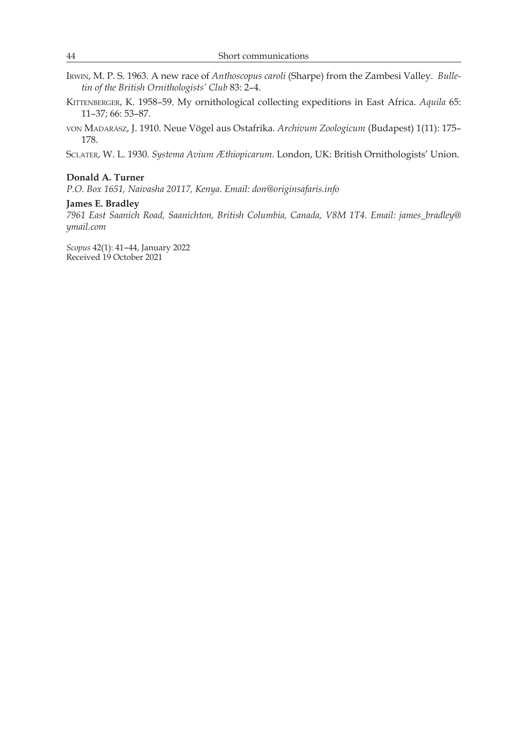Irwin, M. P. S. 1963. A new race of *Anthoscopus caroli* (Sharpe) from the Zambesi Valley. *Bulletin of the British Ornithologists' Club* 83: 2–4.

Kittenberger, K. 1958–59. My ornithological collecting expeditions in East Africa. *Aquila* 65: 11–37; 66: 53–87.

von Madarász, J. 1910. Neue Vögel aus Ostafrika. *Archivum Zoologicum* (Budapest) 1(11): 175–178.

Sclater, W. L. 1930. *Systema Avium Æthiopicarum*. London, UK: British Ornithologists' Union.

**Donald A. Turner**

*P.O. Box 1651, Naivasha 20117, Kenya. Email: don@originsafaris.info*

**James E. Bradley**

*7961 East Saanich Road, Saanichton, British Columbia, Canada, V8M 1T4. Email: james_bradley@ymail.com*

*Scopus* 42(1): 41–44, January 2022
Received 19 October 2021